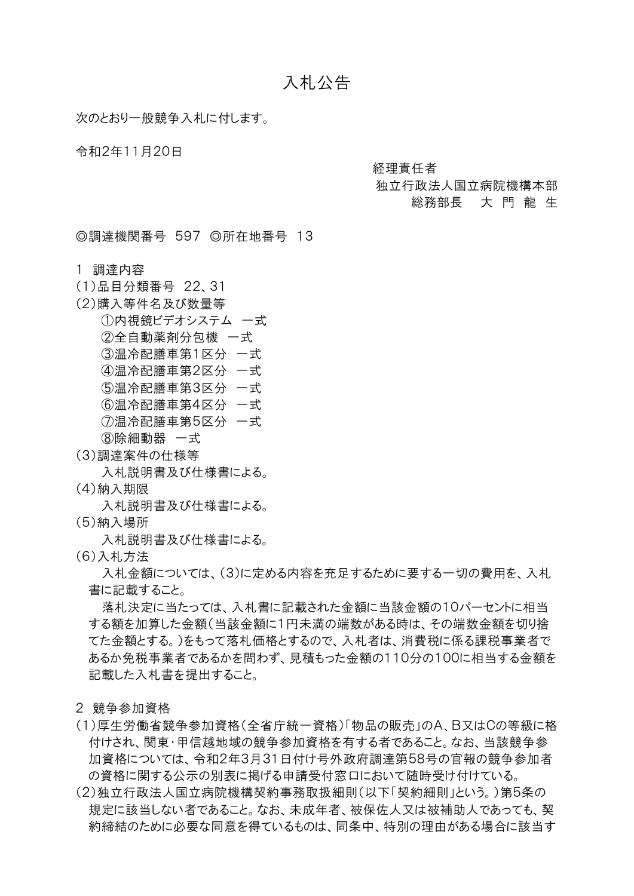# 入札公告

次のとおり一般競争入札に付します。

令和2年11月20日

経理責任者
独立行政法人国立病院機構本部
総務部長　大 門 龍 生

◎調達機関番号　597　◎所在地番号　13

1　調達内容

(1)品目分類番号　22、31

(2)購入等件名及び数量等

①内視鏡ビデオシステム　一式
②全自動薬剤分包機　一式
③温冷配膳車第1区分　一式
④温冷配膳車第2区分　一式
⑤温冷配膳車第3区分　一式
⑥温冷配膳車第4区分　一式
⑦温冷配膳車第5区分　一式
⑧除細動器　一式

(3)調達案件の仕様等

入札説明書及び仕様書による。

(4)納入期限

入札説明書及び仕様書による。

(5)納入場所

入札説明書及び仕様書による。

(6)入札方法

入札金額については、(3)に定める内容を充足するために要する一切の費用を、入札書に記載すること。

落札決定に当たっては、入札書に記載された金額に当該金額の10パーセントに相当する額を加算した金額(当該金額に1円未満の端数がある時は、その端数金額を切り捨てた金額とする。)をもって落札価格とするので、入札者は、消費税に係る課税事業者であるか免税事業者であるかを問わず、見積もった金額の110分の100に相当する金額を記載した入札書を提出すること。

2　競争参加資格

(1)厚生労働省競争参加資格(全省庁統一資格)「物品の販売」のA、B又はCの等級に格付けされ、関東･甲信越地域の競争参加資格を有する者であること。なお、当該競争参加資格については、令和2年3月31日付け号外政府調達第58号の官報の競争参加者の資格に関する公示の別表に掲げる申請受付窓口において随時受け付けている。

(2)独立行政法人国立病院機構契約事務取扱細則(以下「契約細則」という。)第5条の規定に該当しない者であること。なお、未成年者、被保佐人又は被補助人であっても、契約締結のために必要な同意を得ているものは、同条中、特別の理由がある場合に該当す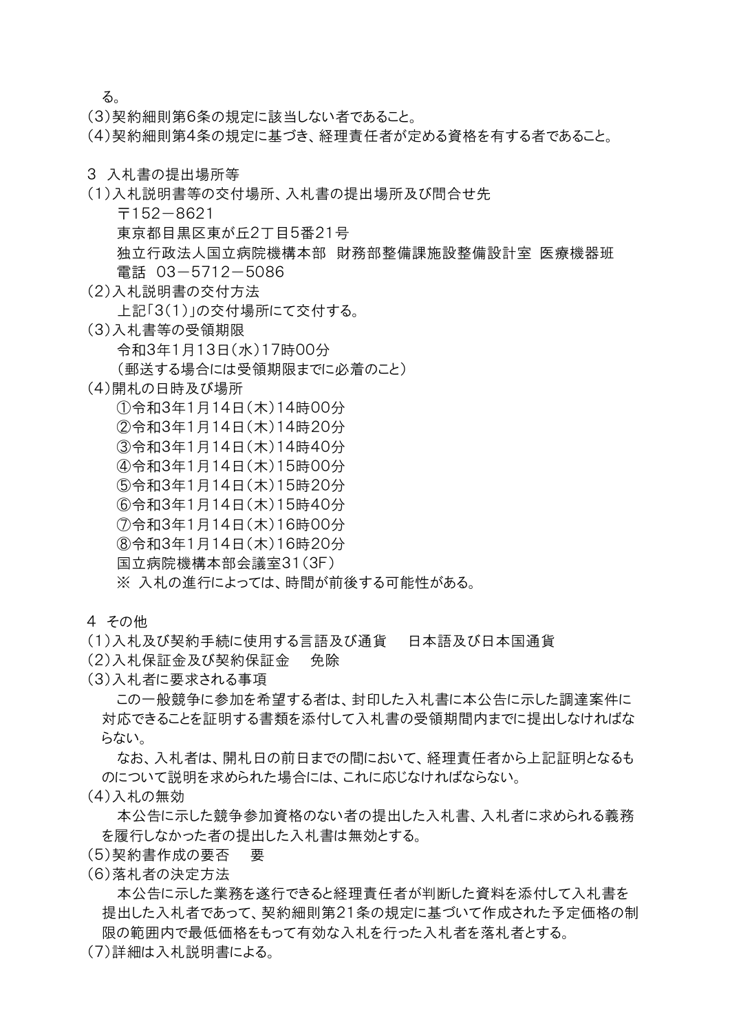る。

（3）契約細則第6条の規定に該当しない者であること。

（4）契約細則第4条の規定に基づき、経理責任者が定める資格を有する者であること。

## 3　入札書の提出場所等

（1）入札説明書等の交付場所、入札書の提出場所及び問合せ先

〒152－8621
東京都目黒区東が丘2丁目5番21号
独立行政法人国立病院機構本部　財務部整備課施設整備設計室　医療機器班
電話　03－5712－5086

（2）入札説明書の交付方法

上記「3（1）」の交付場所にて交付する。

（3）入札書等の受領期限

令和3年1月13日（水）17時00分
（郵送する場合には受領期限までに必着のこと）

（4）開札の日時及び場所

①令和3年1月14日（木）14時00分
②令和3年1月14日（木）14時20分
③令和3年1月14日（木）14時40分
④令和3年1月14日（木）15時00分
⑤令和3年1月14日（木）15時20分
⑥令和3年1月14日（木）15時40分
⑦令和3年1月14日（木）16時00分
⑧令和3年1月14日（木）16時20分
国立病院機構本部会議室31（3F）
※ 入札の進行によっては、時間が前後する可能性がある。

## 4　その他

（1）入札及び契約手続に使用する言語及び通貨　　日本語及び日本国通貨

（2）入札保証金及び契約保証金　　免除

（3）入札者に要求される事項

この一般競争に参加を希望する者は、封印した入札書に本公告に示した調達案件に対応できることを証明する書類を添付して入札書の受領期間内までに提出しなければならない。

なお、入札者は、開札日の前日までの間において、経理責任者から上記証明となるものについて説明を求められた場合には、これに応じなければならない。

（4）入札の無効

本公告に示した競争参加資格のない者の提出した入札書、入札者に求められる義務を履行しなかった者の提出した入札書は無効とする。

（5）契約書作成の要否　　要

（6）落札者の決定方法

本公告に示した業務を遂行できると経理責任者が判断した資料を添付して入札書を提出した入札者であって、契約細則第21条の規定に基づいて作成された予定価格の制限の範囲内で最低価格をもって有効な入札を行った入札者を落札者とする。

（7）詳細は入札説明書による。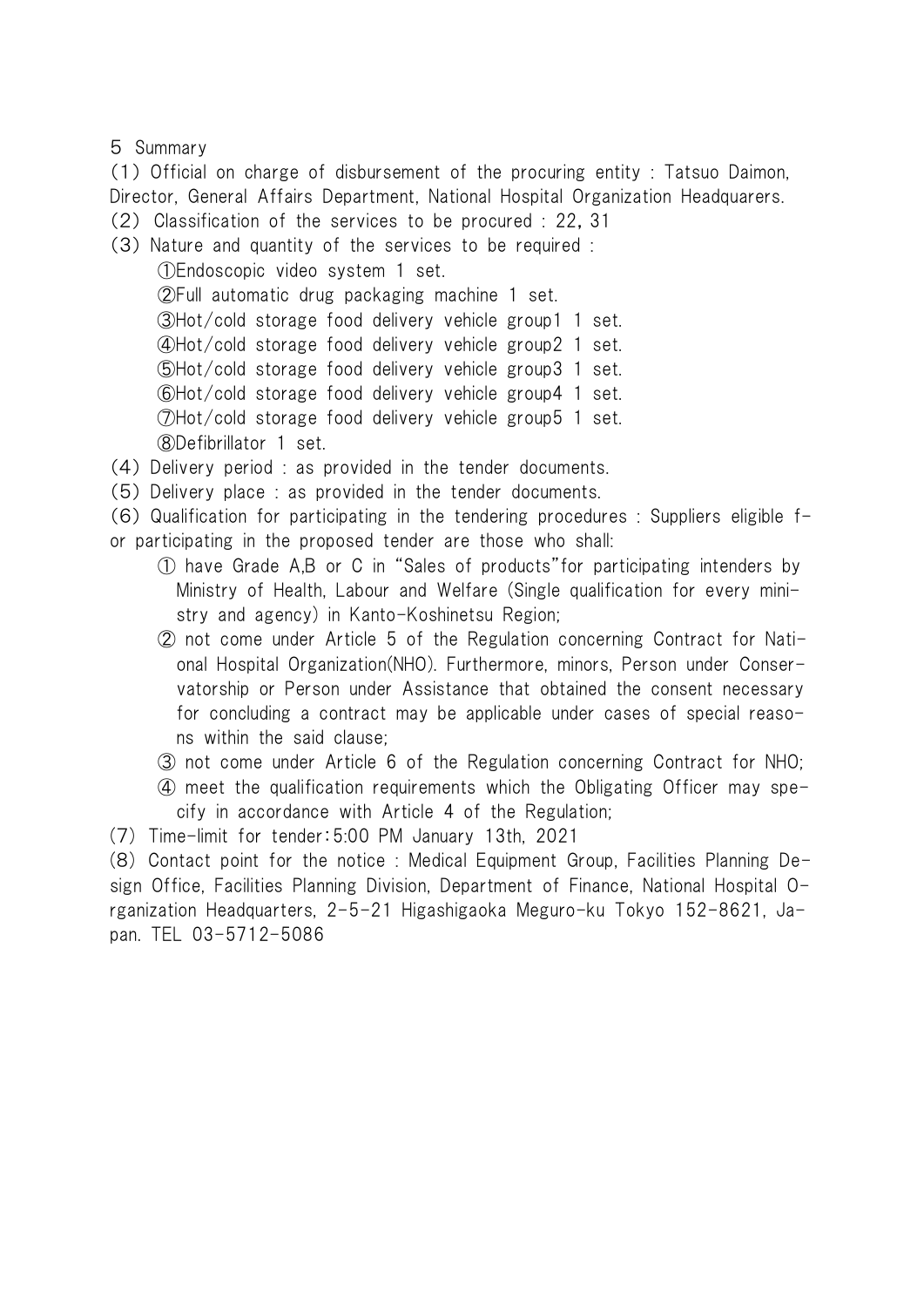5 Summary

(1) Official on charge of disbursement of the procuring entity : Tatsuo Daimon, Director, General Affairs Department, National Hospital Organization Headquarers.

(2) Classification of the services to be procured : 22, 31

(3) Nature and quantity of the services to be required :

①Endoscopic video system 1 set.

②Full automatic drug packaging machine 1 set.

③Hot/cold storage food delivery vehicle group1 1 set.

④Hot/cold storage food delivery vehicle group2 1 set.

⑤Hot/cold storage food delivery vehicle group3 1 set.

⑥Hot/cold storage food delivery vehicle group4 1 set.

⑦Hot/cold storage food delivery vehicle group5 1 set.

⑧Defibrillator 1 set.

(4) Delivery period : as provided in the tender documents.

(5) Delivery place : as provided in the tender documents.

(6) Qualification for participating in the tendering procedures : Suppliers eligible for participating in the proposed tender are those who shall:

① have Grade A,B or C in "Sales of products"for participating intenders by Ministry of Health, Labour and Welfare (Single qualification for every ministry and agency) in Kanto-Koshinetsu Region;

② not come under Article 5 of the Regulation concerning Contract for National Hospital Organization(NHO). Furthermore, minors, Person under Conservatorship or Person under Assistance that obtained the consent necessary for concluding a contract may be applicable under cases of special reasons within the said clause;

③ not come under Article 6 of the Regulation concerning Contract for NHO;

④ meet the qualification requirements which the Obligating Officer may specify in accordance with Article 4 of the Regulation;

(7) Time-limit for tender:5:00 PM January 13th, 2021

(8) Contact point for the notice : Medical Equipment Group, Facilities Planning Design Office, Facilities Planning Division, Department of Finance, National Hospital Organization Headquarters, 2-5-21 Higashigaoka Meguro-ku Tokyo 152-8621, Japan. TEL 03-5712-5086